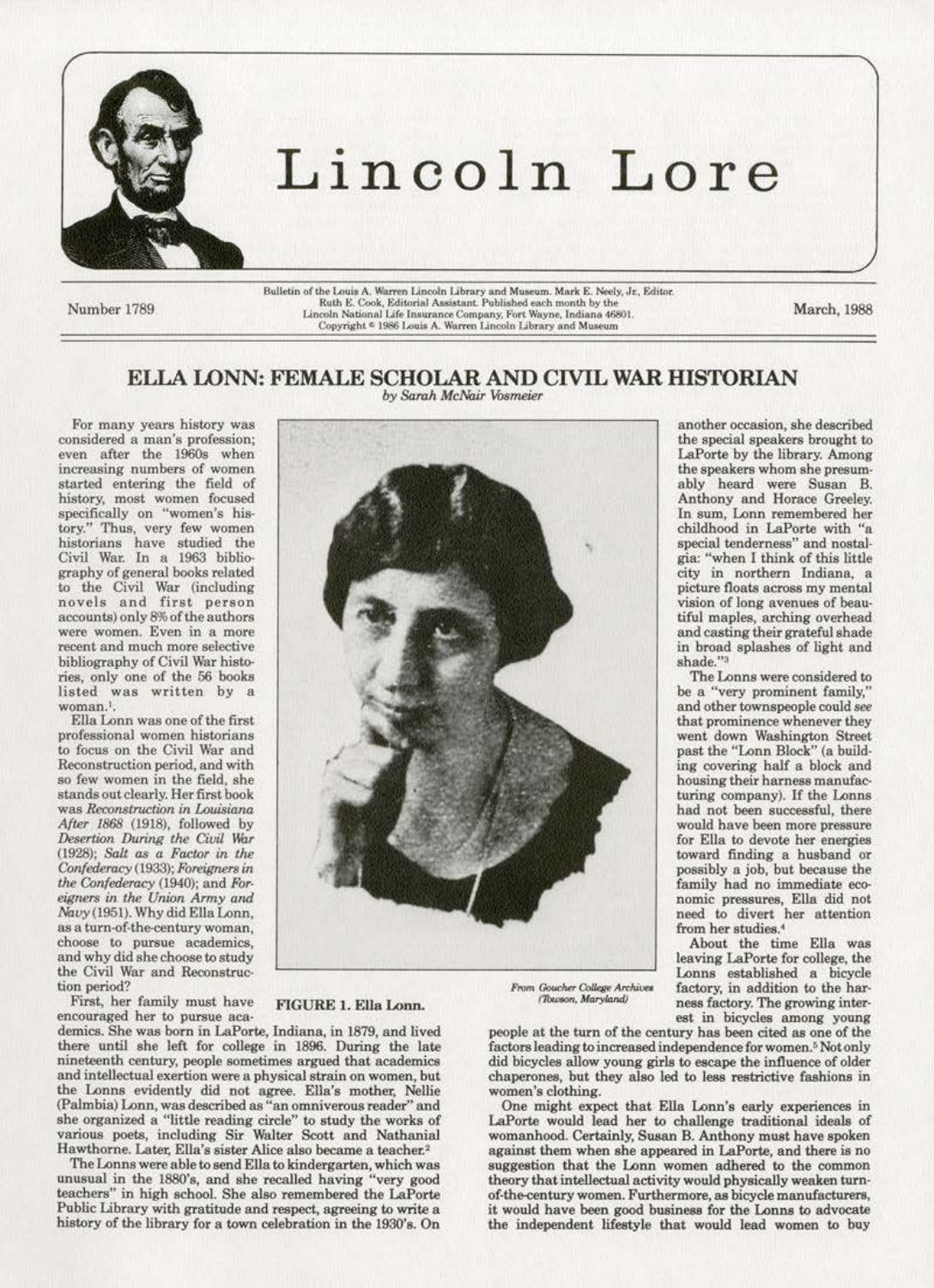# Lincoln Lore

Number 1789

Bulletin of the Louis A. Warren Lincoln Library and Museum. Mark E. Neely, Jr., Editor. Ruth E. Cook, Editorial Assistant. Published each month by the Lincoln National Life Insurance Company, Fort Wayne, Indiana 46801. Copyright © 1986 Louis A. Warren Lincoln Library and Museum

March, 1988

## ELLA LONN: FEMALE SCHOLAR AND CIVIL WAR HISTORIAN

*by Sarah McNair Vosmeier*

For many years history was considered a man's profession; even after the 1960s when increasing numbers of women started entering the field of history, most women focused specifically on "women's history." Thus, very few women historians have studied the Civil War. In a 1963 bibliography of general books related to the Civil War (including novels and first person accounts) only 8% of the authors were women. Even in a more recent and much more selective bibliography of Civil War histories, only one of the 56 books listed was written by a woman.[1]

Ella Lonn was one of the first professional women historians to focus on the Civil War and Reconstruction period, and with so few women in the field, she stands out clearly. Her first book was *Reconstruction in Louisiana After 1868* (1918), followed by *Desertion During the Civil War* (1928); *Salt as a Factor in the Confederacy* (1933); *Foreigners in the Confederacy* (1940); and *Foreigners in the Union Army and Navy* (1951). Why did Ella Lonn, as a turn-of-the-century woman, choose to pursue academics, and why did she choose to study the Civil War and Reconstruction period?

FIGURE 1. Ella Lonn.

*From Goucher College Archives (Towson, Maryland)*

First, her family must have encouraged her to pursue academics. She was born in LaPorte, Indiana, in 1879, and lived there until she left for college in 1896. During the late nineteenth century, people sometimes argued that academics and intellectual exertion were a physical strain on women, but the Lonns evidently did not agree. Ella's mother, Nellie (Palmbia) Lonn, was described as "an omniverous reader" and she organized a "little reading circle" to study the works of various poets, including Sir Walter Scott and Nathanial Hawthorne. Later, Ella's sister Alice also became a teacher.[2]

The Lonns were able to send Ella to kindergarten, which was unusual in the 1880's, and she recalled having "very good teachers" in high school. She also remembered the LaPorte Public Library with gratitude and respect, agreeing to write a history of the library for a town celebration in the 1930's. On another occasion, she described the special speakers brought to LaPorte by the library. Among the speakers whom she presumably heard were Susan B. Anthony and Horace Greeley. In sum, Lonn remembered her childhood in LaPorte with "a special tenderness" and nostalgia: "when I think of this little city in northern Indiana, a picture floats across my mental vision of long avenues of beautiful maples, arching overhead and casting their grateful shade in broad splashes of light and shade."[3]

The Lonns were considered to be a "very prominent family," and other townspeople could *see* that prominence whenever they went down Washington Street past the "Lonn Block" (a building covering half a block and housing their harness manufacturing company). If the Lonns had not been successful, there would have been more pressure for Ella to devote her energies toward finding a husband or possibly a job, but because the family had no immediate economic pressures, Ella did not need to divert her attention from her studies.[4]

About the time Ella was leaving LaPorte for college, the Lonns established a bicycle factory, in addition to the harness factory. The growing interest in bicycles among young people at the turn of the century has been cited as one of the factors leading to increased independence for women.[5] Not only did bicycles allow young girls to escape the influence of older chaperones, but they also led to less restrictive fashions in women's clothing.

One might expect that Ella Lonn's early experiences in LaPorte would lead her to challenge traditional ideals of womanhood. Certainly, Susan B. Anthony must have spoken against them when she appeared in LaPorte, and there is no suggestion that the Lonn women adhered to the common theory that intellectual activity would physically weaken turn-of-the-century women. Furthermore, as bicycle manufacturers, it would have been good business for the Lonns to advocate the independent lifestyle that would lead women to buy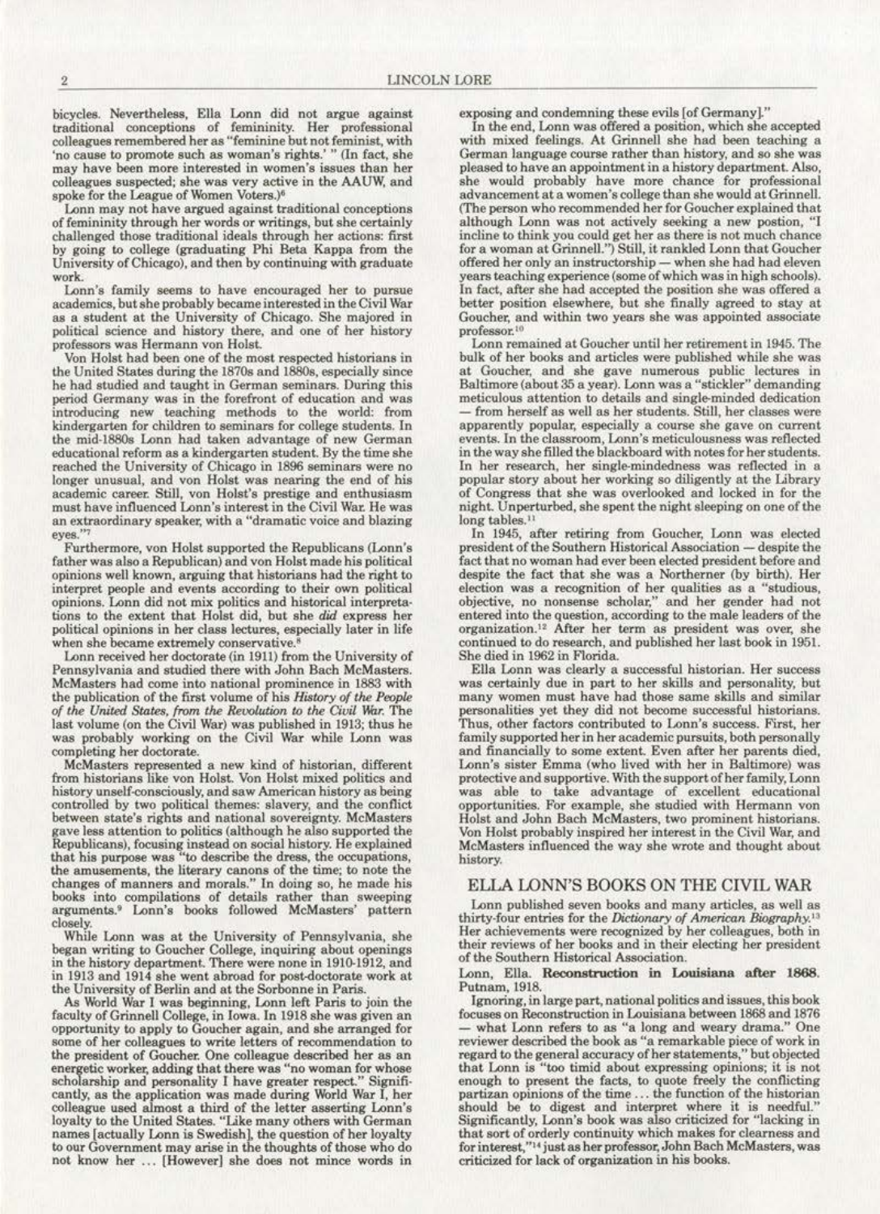bicycles. Nevertheless, Ella Lonn did not argue against traditional conceptions of femininity. Her professional colleagues remembered her as "feminine but not feminist, with 'no cause to promote such as woman's rights.' " (In fact, she may have been more interested in women's issues than her colleagues suspected; she was very active in the AAUW, and spoke for the League of Women Voters.)[6]

Lonn may not have argued against traditional conceptions of femininity through her words or writings, but she certainly challenged those traditional ideals through her actions: first by going to college (graduating Phi Beta Kappa from the University of Chicago), and then by continuing with graduate work.

Lonn's family seems to have encouraged her to pursue academics, but she probably became interested in the Civil War as a student at the University of Chicago. She majored in political science and history there, and one of her history professors was Hermann von Holst.

Von Holst had been one of the most respected historians in the United States during the 1870s and 1880s, especially since he had studied and taught in German seminars. During this period Germany was in the forefront of education and was introducing new teaching methods to the world: from kindergarten for children to seminars for college students. In the mid-1880s Lonn had taken advantage of new German educational reform as a kindergarten student. By the time she reached the University of Chicago in 1896 seminars were no longer unusual, and von Holst was nearing the end of his academic career. Still, von Holst's prestige and enthusiasm must have influenced Lonn's interest in the Civil War. He was an extraordinary speaker, with a "dramatic voice and blazing eyes."[7]

Furthermore, von Holst supported the Republicans (Lonn's father was also a Republican) and von Holst made his political opinions well known, arguing that historians had the right to interpret people and events according to their own political opinions. Lonn did not mix politics and historical interpretations to the extent that Holst did, but she *did* express her political opinions in her class lectures, especially later in life when she became extremely conservative.[8]

Lonn received her doctorate (in 1911) from the University of Pennsylvania and studied there with John Bach McMasters. McMasters had come into national prominence in 1883 with the publication of the first volume of his *History of the People of the United States, from the Revolution to the Civil War*. The last volume (on the Civil War) was published in 1913; thus he was probably working on the Civil War while Lonn was completing her doctorate.

McMasters represented a new kind of historian, different from historians like von Holst. Von Holst mixed politics and history unself-consciously, and saw American history as being controlled by two political themes: slavery, and the conflict between state's rights and national sovereignty. McMasters gave less attention to politics (although he also supported the Republicans), focusing instead on social history. He explained that his purpose was "to describe the dress, the occupations, the amusements, the literary canons of the time; to note the changes of manners and morals." In doing so, he made his books into compilations of details rather than sweeping arguments.[9] Lonn's books followed McMasters' pattern closely.

While Lonn was at the University of Pennsylvania, she began writing to Goucher College, inquiring about openings in the history department. There were none in 1910-1912, and in 1913 and 1914 she went abroad for post-doctorate work at the University of Berlin and at the Sorbonne in Paris.

As World War I was beginning, Lonn left Paris to join the faculty of Grinnell College, in Iowa. In 1918 she was given an opportunity to apply to Goucher again, and she arranged for some of her colleagues to write letters of recommendation to the president of Goucher. One colleague described her as an energetic worker, adding that there was "no woman for whose scholarship and personality I have greater respect." Significantly, as the application was made during World War I, her colleague used almost a third of the letter asserting Lonn's loyalty to the United States. "Like many others with German names [actually Lonn is Swedish], the question of her loyalty to our Government may arise in the thoughts of those who do not know her ... [However] she does not mince words in exposing and condemning these evils [of Germany]."

In the end, Lonn was offered a position, which she accepted with mixed feelings. At Grinnell she had been teaching a German language course rather than history, and so she was pleased to have an appointment in a history department. Also, she would probably have more chance for professional advancement at a women's college than she would at Grinnell. (The person who recommended her for Goucher explained that although Lonn was not actively seeking a new postion, "I incline to think you could get her as there is not much chance for a woman at Grinnell.") Still, it rankled Lonn that Goucher offered her only an instructorship — when she had had eleven years teaching experience (some of which was in high schools). In fact, after she had accepted the position she was offered a better position elsewhere, but she finally agreed to stay at Goucher, and within two years she was appointed associate professor.[10]

Lonn remained at Goucher until her retirement in 1945. The bulk of her books and articles were published while she was at Goucher, and she gave numerous public lectures in Baltimore (about 35 a year). Lonn was a "stickler" demanding meticulous attention to details and single-minded dedication — from herself as well as her students. Still, her classes were apparently popular, especially a course she gave on current events. In the classroom, Lonn's meticulousness was reflected in the way she filled the blackboard with notes for her students. In her research, her single-mindedness was reflected in a popular story about her working so diligently at the Library of Congress that she was overlooked and locked in for the night. Unperturbed, she spent the night sleeping on one of the long tables.[11]

In 1945, after retiring from Goucher, Lonn was elected president of the Southern Historical Association — despite the fact that no woman had ever been elected president before and despite the fact that she was a Northerner (by birth). Her election was a recognition of her qualities as a "studious, objective, no nonsense scholar," and her gender had not entered into the question, according to the male leaders of the organization.[12] After her term as president was over, she continued to do research, and published her last book in 1951. She died in 1962 in Florida.

Ella Lonn was clearly a successful historian. Her success was certainly due in part to her skills and personality, but many women must have had those same skills and similar personalities yet they did not become successful historians. Thus, other factors contributed to Lonn's success. First, her family supported her in her academic pursuits, both personally and financially to some extent. Even after her parents died, Lonn's sister Emma (who lived with her in Baltimore) was protective and supportive. With the support of her family, Lonn was able to take advantage of excellent educational opportunities. For example, she studied with Hermann von Holst and John Bach McMasters, two prominent historians. Von Holst probably inspired her interest in the Civil War, and McMasters influenced the way she wrote and thought about history.

## ELLA LONN'S BOOKS ON THE CIVIL WAR

Lonn published seven books and many articles, as well as thirty-four entries for the *Dictionary of American Biography*.[13] Her achievements were recognized by her colleagues, both in their reviews of her books and in their electing her president of the Southern Historical Association.

Lonn, Ella. **Reconstruction in Louisiana after 1868.** Putnam, 1918.

Ignoring, in large part, national politics and issues, this book focuses on Reconstruction in Louisiana between 1868 and 1876 — what Lonn refers to as "a long and weary drama." One reviewer described the book as "a remarkable piece of work in regard to the general accuracy of her statements," but objected that Lonn is "too timid about expressing opinions; it is not enough to present the facts, to quote freely the conflicting partizan opinions of the time ... the function of the historian should be to digest and interpret where it is needful." Significantly, Lonn's book was also criticized for "lacking in that sort of orderly continuity which makes for clearness and for interest,"[14] just as her professor, John Bach McMasters, was criticized for lack of organization in his books.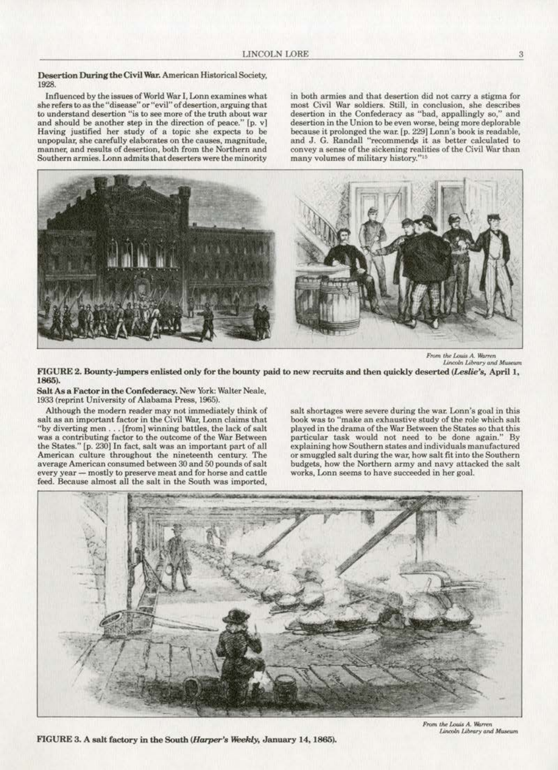**Desertion During the Civil War.** American Historical Society, 1928.

Influenced by the issues of World War I, Lonn examines what she refers to as the "disease" or "evil" of desertion, arguing that to understand desertion "is to see more of the truth about war and should be another step in the direction of peace." [p. v] Having justified her study of a topic she expects to be unpopular, she carefully elaborates on the causes, magnitude, manner, and results of desertion, both from the Northern and Southern armies. Lonn admits that deserters were the minority in both armies and that desertion did not carry a stigma for most Civil War soldiers. Still, in conclusion, she describes desertion in the Confederacy as "bad, appallingly so," and desertion in the Union to be even worse, being more deplorable because it prolonged the war. [p. 229] Lonn's book is readable, and J. G. Randall "recommends it as better calculated to convey a sense of the sickening realities of the Civil War than many volumes of military history."[15]

From the Louis A. Warren Lincoln Library and Museum

**FIGURE 2. Bounty-jumpers enlisted only for the bounty paid to new recruits and then quickly deserted (*Leslie's*, April 1, 1865).**

**Salt As a Factor in the Confederacy.** New York: Walter Neale, 1933 (reprint University of Alabama Press, 1965).

Although the modern reader may not immediately think of salt as an important factor in the Civil War, Lonn claims that "by diverting men . . . [from] winning battles, the lack of salt was a contributing factor to the outcome of the War Between the States." [p. 230] In fact, salt was an important part of all American culture throughout the nineteenth century. The average American consumed between 30 and 50 pounds of salt every year — mostly to preserve meat and for horse and cattle feed. Because almost all the salt in the South was imported, salt shortages were severe during the war. Lonn's goal in this book was to "make an exhaustive study of the role which salt played in the drama of the War Between the States so that this particular task would not need to be done again." By explaining how Southern states and individuals manufactured or smuggled salt during the war, how salt fit into the Southern budgets, how the Northern army and navy attacked the salt works, Lonn seems to have succeeded in her goal.

From the Louis A. Warren Lincoln Library and Museum

**FIGURE 3. A salt factory in the South (*Harper's Weekly*, January 14, 1865).**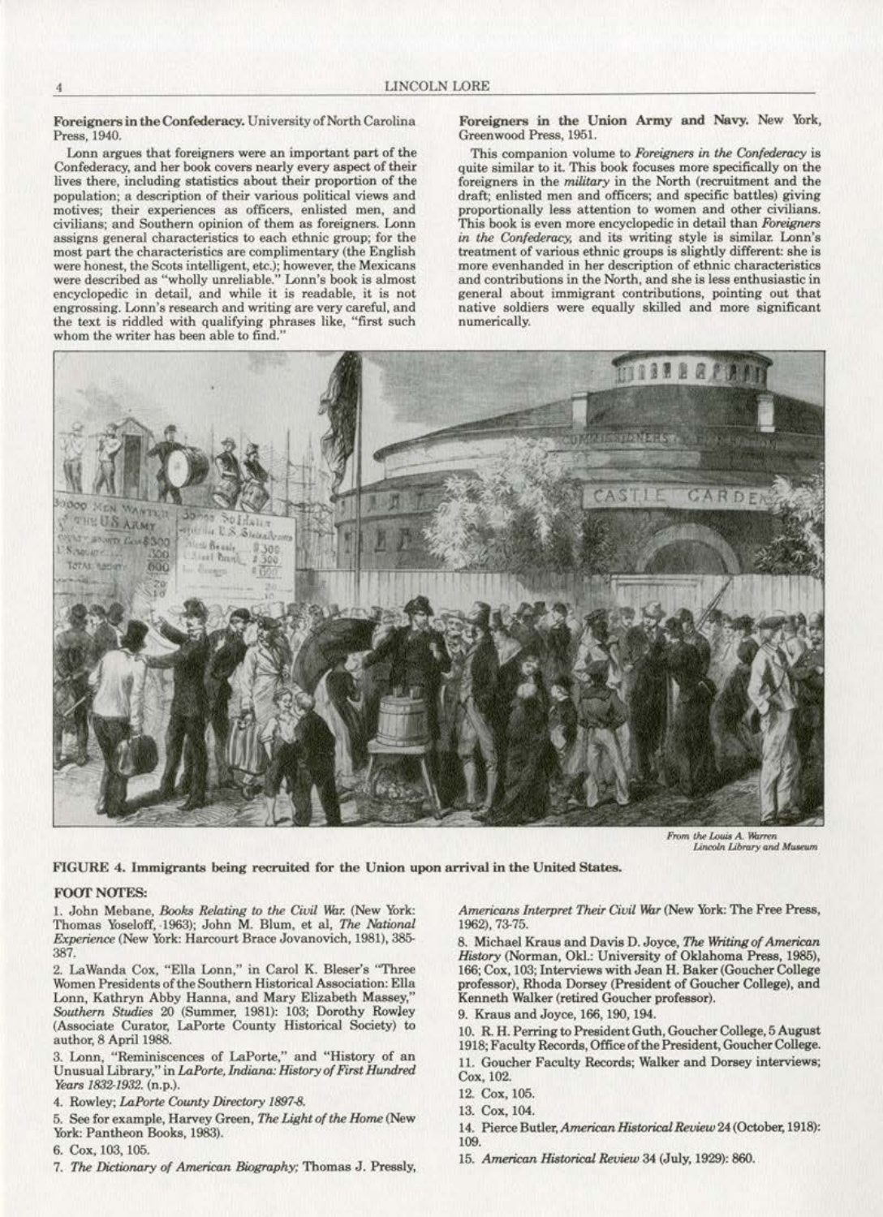**Foreigners in the Confederacy.** University of North Carolina Press, 1940.

Lonn argues that foreigners were an important part of the Confederacy, and her book covers nearly every aspect of their lives there, including statistics about their proportion of the population; a description of their various political views and motives; their experiences as officers, enlisted men, and civilians; and Southern opinion of them as foreigners. Lonn assigns general characteristics to each ethnic group; for the most part the characteristics are complimentary (the English were honest, the Scots intelligent, etc.); however, the Mexicans were described as "wholly unreliable." Lonn's book is almost encyclopedic in detail, and while it is readable, it is not engrossing. Lonn's research and writing are very careful, and the text is riddled with qualifying phrases like, "first such whom the writer has been able to find."

**Foreigners in the Union Army and Navy.** New York, Greenwood Press, 1951.

This companion volume to *Foreigners in the Confederacy* is quite similar to it. This book focuses more specifically on the foreigners in the *military* in the North (recruitment and the draft; enlisted men and officers; and specific battles) giving proportionally less attention to women and other civilians. This book is even more encyclopedic in detail than *Foreigners in the Confederacy*, and its writing style is similar. Lonn's treatment of various ethnic groups is slightly different: she is more evenhanded in her description of ethnic characteristics and contributions in the North, and she is less enthusiastic in general about immigrant contributions, pointing out that native soldiers were equally skilled and more significant numerically.

*From the Louis A. Warren Lincoln Library and Museum*

**FIGURE 4. Immigrants being recruited for the Union upon arrival in the United States.**

**FOOT NOTES:**

1. John Mebane, *Books Relating to the Civil War.* (New York: Thomas Yoseloff, 1963); John M. Blum, et al, *The National Experience* (New York: Harcourt Brace Jovanovich, 1981), 385-387.

2. LaWanda Cox, "Ella Lonn," in Carol K. Bleser's "Three Women Presidents of the Southern Historical Association: Ella Lonn, Kathryn Abby Hanna, and Mary Elizabeth Massey," *Southern Studies* 20 (Summer, 1981): 103; Dorothy Rowley (Associate Curator, LaPorte County Historical Society) to author, 8 April 1988.

3. Lonn, "Reminiscences of LaPorte," and "History of an Unusual Library," in *LaPorte, Indiana: History of First Hundred Years 1832-1932.* (n.p.).

4. Rowley; *LaPorte County Directory 1897-8.*

5. See for example, Harvey Green, *The Light of the Home* (New York: Pantheon Books, 1983).

6. Cox, 103, 105.

7. *The Dictionary of American Biography;* Thomas J. Pressly, *Americans Interpret Their Civil War* (New York: The Free Press, 1962), 73-75.

8. Michael Kraus and Davis D. Joyce, *The Writing of American History* (Norman, Okl.: University of Oklahoma Press, 1985), 166; Cox, 103; Interviews with Jean H. Baker (Goucher College professor), Rhoda Dorsey (President of Goucher College), and Kenneth Walker (retired Goucher professor).

9. Kraus and Joyce, 166, 190, 194.

10. R. H. Perring to President Guth, Goucher College, 5 August 1918; Faculty Records, Office of the President, Goucher College.

11. Goucher Faculty Records; Walker and Dorsey interviews; Cox, 102.

12. Cox, 105.

13. Cox, 104.

14. Pierce Butler, *American Historical Review* 24 (October, 1918): 109.

15. *American Historical Review* 34 (July, 1929): 860.